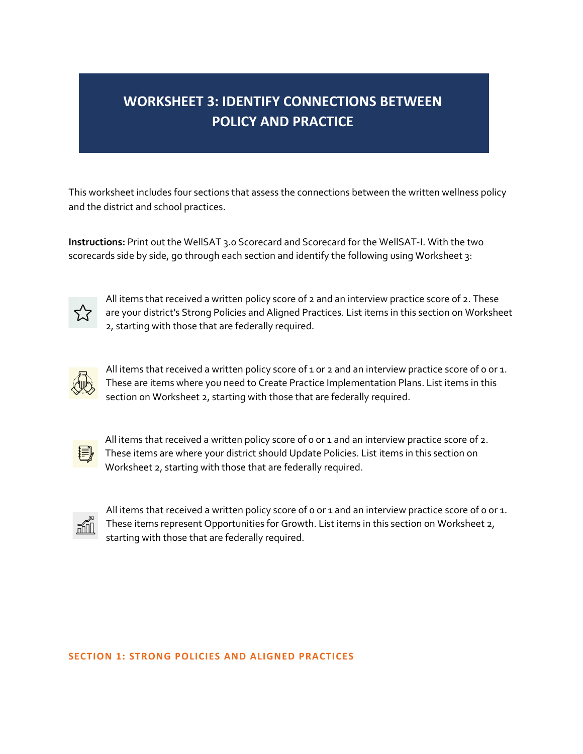# WORKSHEET 3: IDENTIFY CONNECTIONS BETWEEN POLICY AND PRACTICE

This worksheet includes four sections that assess the connections between the written wellness policy and the district and school practices.

**Instructions:** Print out the WellSAT 3.0 Scorecard and Scorecard for the WellSAT-I. With the two scorecards side by side, go through each section and identify the following using Worksheet 3:

All items that received a written policy score of 2 and an interview practice score of 2. These are your district's Strong Policies and Aligned Practices. List items in this section on Worksheet 2, starting with those that are federally required.

All items that received a written policy score of 1 or 2 and an interview practice score of 0 or 1. These are items where you need to Create Practice Implementation Plans. List items in this section on Worksheet 2, starting with those that are federally required.

All items that received a written policy score of 0 or 1 and an interview practice score of 2. These items are where your district should Update Policies. List items in this section on Worksheet 2, starting with those that are federally required.

All items that received a written policy score of 0 or 1 and an interview practice score of 0 or 1. These items represent Opportunities for Growth. List items in this section on Worksheet 2, starting with those that are federally required.

## SECTION 1: STRONG POLICIES AND ALIGNED PRACTICES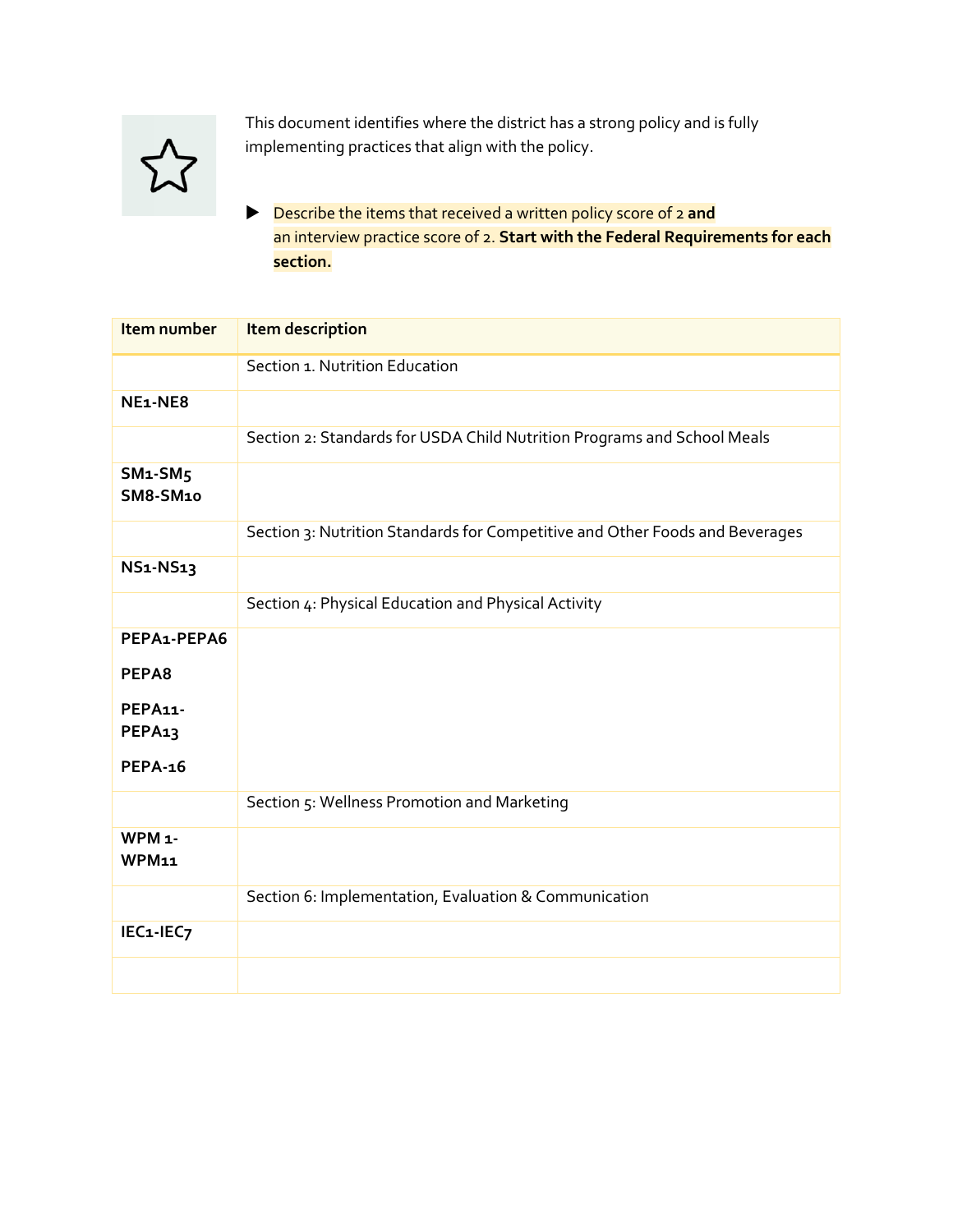This document identifies where the district has a strong policy and is fully implementing practices that align with the policy.

- Describe the items that received a written policy score of 2 **and** an interview practice score of 2. **Start with the Federal Requirements for each section.**

| Item number | Item description |
|---|---|
| | Section 1. Nutrition Education |
| **NE1-NE8** | |
| | Section 2: Standards for USDA Child Nutrition Programs and School Meals |
| **SM1-SM5**<br>**SM8-SM10** | |
| | Section 3: Nutrition Standards for Competitive and Other Foods and Beverages |
| **NS1-NS13** | |
| | Section 4: Physical Education and Physical Activity |
| **PEPA1-PEPA6**<br>**PEPA8**<br>**PEPA11-PEPA13**<br>**PEPA-16** | |
| | Section 5: Wellness Promotion and Marketing |
| **WPM 1-WPM11** | |
| | Section 6: Implementation, Evaluation & Communication |
| **IEC1-IEC7** | |
| | |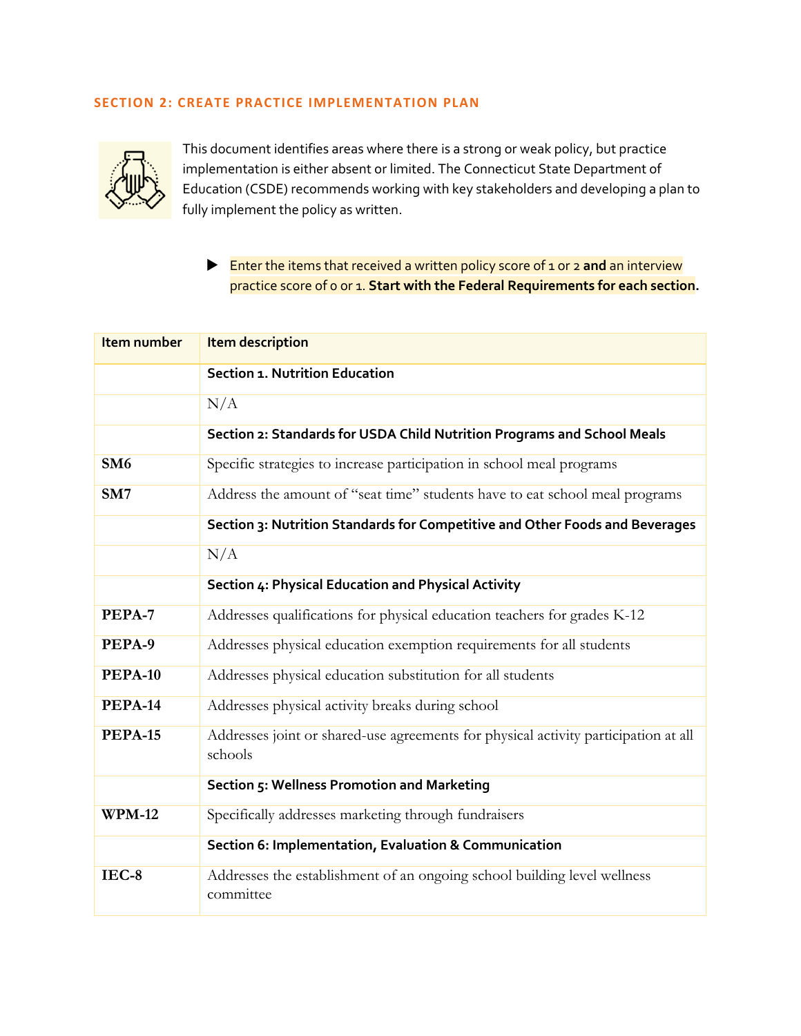## SECTION 2: CREATE PRACTICE IMPLEMENTATION PLAN

This document identifies areas where there is a strong or weak policy, but practice implementation is either absent or limited. The Connecticut State Department of Education (CSDE) recommends working with key stakeholders and developing a plan to fully implement the policy as written.

- Enter the items that received a written policy score of 1 or 2 **and** an interview practice score of 0 or 1. **Start with the Federal Requirements for each section.**

| Item number | Item description |
|---|---|
| | **Section 1. Nutrition Education** |
| | N/A |
| | **Section 2: Standards for USDA Child Nutrition Programs and School Meals** |
| **SM6** | Specific strategies to increase participation in school meal programs |
| **SM7** | Address the amount of "seat time" students have to eat school meal programs |
| | **Section 3: Nutrition Standards for Competitive and Other Foods and Beverages** |
| | N/A |
| | **Section 4: Physical Education and Physical Activity** |
| **PEPA-7** | Addresses qualifications for physical education teachers for grades K-12 |
| **PEPA-9** | Addresses physical education exemption requirements for all students |
| **PEPA-10** | Addresses physical education substitution for all students |
| **PEPA-14** | Addresses physical activity breaks during school |
| **PEPA-15** | Addresses joint or shared-use agreements for physical activity participation at all schools |
| | **Section 5: Wellness Promotion and Marketing** |
| **WPM-12** | Specifically addresses marketing through fundraisers |
| | **Section 6: Implementation, Evaluation & Communication** |
| **IEC-8** | Addresses the establishment of an ongoing school building level wellness committee |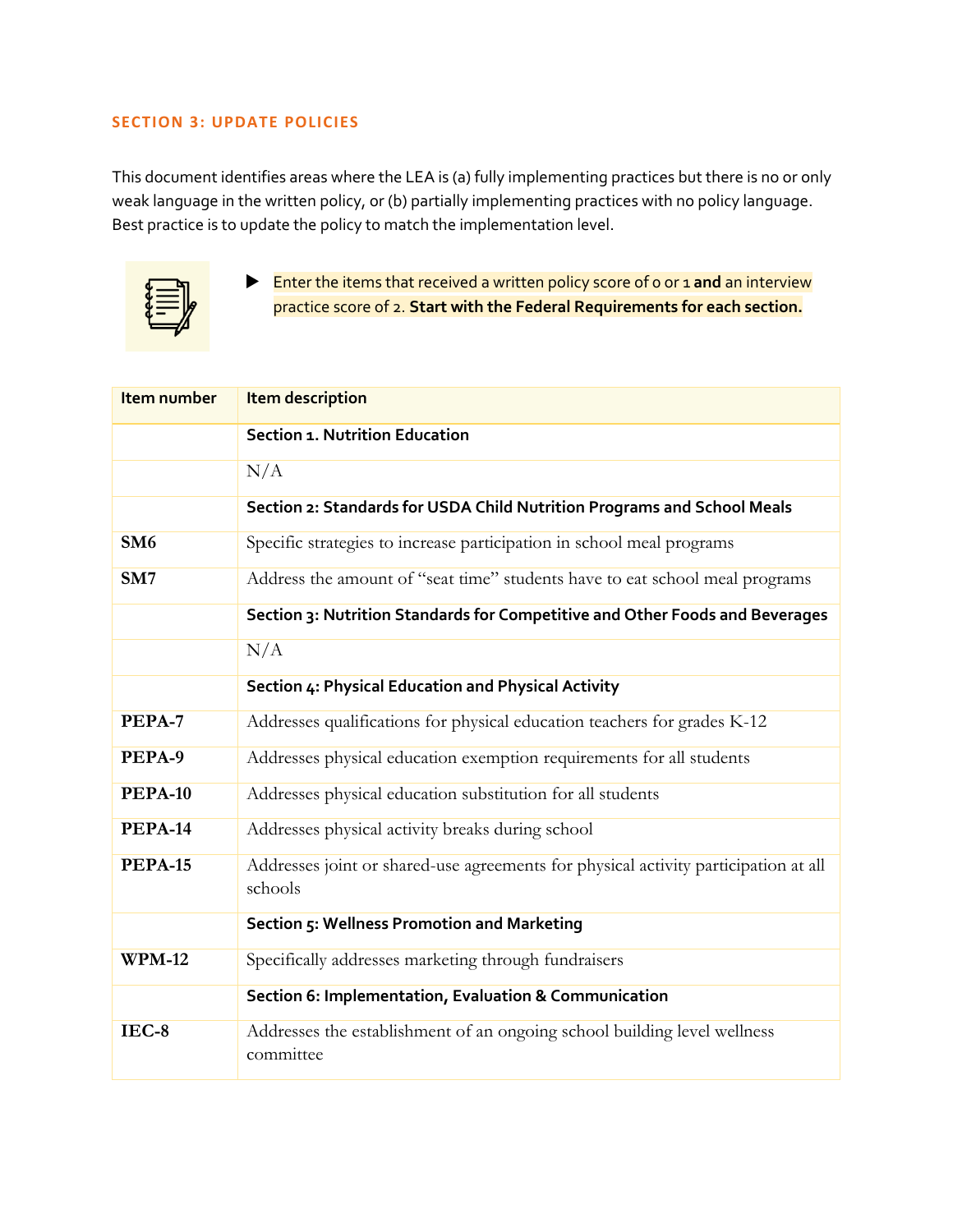## SECTION 3: UPDATE POLICIES

This document identifies areas where the LEA is (a) fully implementing practices but there is no or only weak language in the written policy, or (b) partially implementing practices with no policy language. Best practice is to update the policy to match the implementation level.

- Enter the items that received a written policy score of 0 or 1 **and** an interview practice score of 2. **Start with the Federal Requirements for each section.**

| Item number | Item description |
|---|---|
| | **Section 1. Nutrition Education** |
| | N/A |
| | **Section 2: Standards for USDA Child Nutrition Programs and School Meals** |
| **SM6** | Specific strategies to increase participation in school meal programs |
| **SM7** | Address the amount of "seat time" students have to eat school meal programs |
| | **Section 3: Nutrition Standards for Competitive and Other Foods and Beverages** |
| | N/A |
| | **Section 4: Physical Education and Physical Activity** |
| **PEPA-7** | Addresses qualifications for physical education teachers for grades K-12 |
| **PEPA-9** | Addresses physical education exemption requirements for all students |
| **PEPA-10** | Addresses physical education substitution for all students |
| **PEPA-14** | Addresses physical activity breaks during school |
| **PEPA-15** | Addresses joint or shared-use agreements for physical activity participation at all schools |
| | **Section 5: Wellness Promotion and Marketing** |
| **WPM-12** | Specifically addresses marketing through fundraisers |
| | **Section 6: Implementation, Evaluation & Communication** |
| **IEC-8** | Addresses the establishment of an ongoing school building level wellness committee |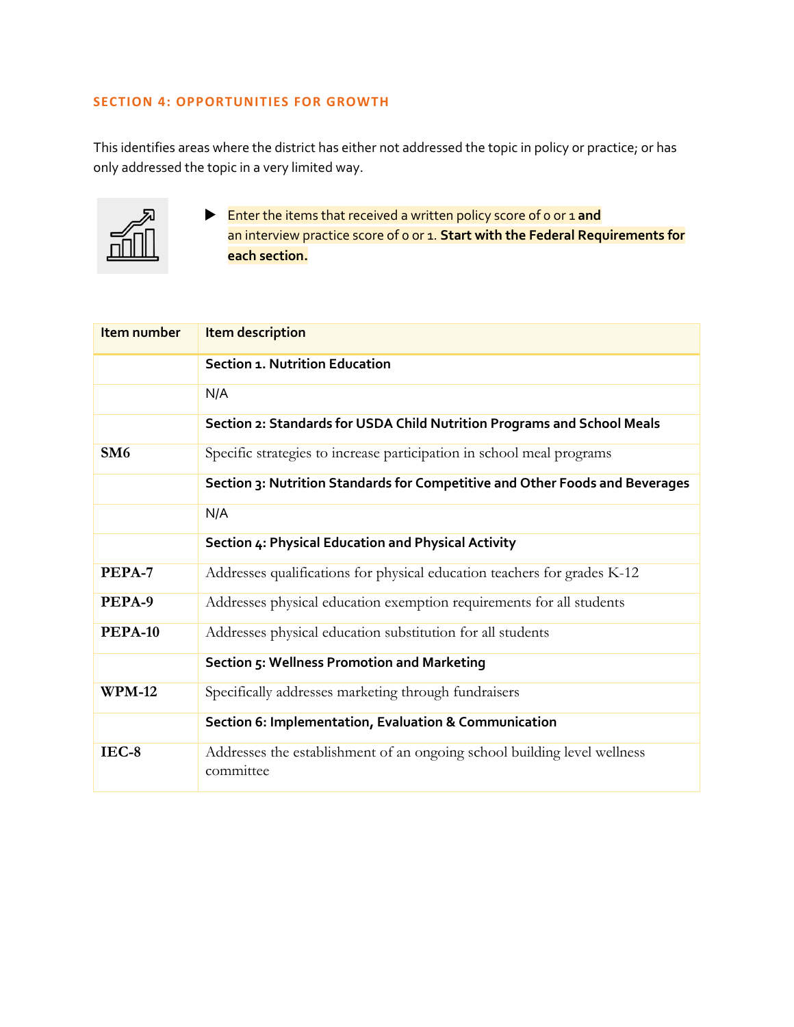## SECTION 4: OPPORTUNITIES FOR GROWTH

This identifies areas where the district has either not addressed the topic in policy or practice; or has only addressed the topic in a very limited way.

- Enter the items that received a written policy score of 0 or 1 **and** an interview practice score of 0 or 1. **Start with the Federal Requirements for each section.**

| Item number | Item description |
|---|---|
| | **Section 1. Nutrition Education** |
| | N/A |
| | **Section 2: Standards for USDA Child Nutrition Programs and School Meals** |
| **SM6** | Specific strategies to increase participation in school meal programs |
| | **Section 3: Nutrition Standards for Competitive and Other Foods and Beverages** |
| | N/A |
| | **Section 4: Physical Education and Physical Activity** |
| **PEPA-7** | Addresses qualifications for physical education teachers for grades K-12 |
| **PEPA-9** | Addresses physical education exemption requirements for all students |
| **PEPA-10** | Addresses physical education substitution for all students |
| | **Section 5: Wellness Promotion and Marketing** |
| **WPM-12** | Specifically addresses marketing through fundraisers |
| | **Section 6: Implementation, Evaluation & Communication** |
| **IEC-8** | Addresses the establishment of an ongoing school building level wellness committee |